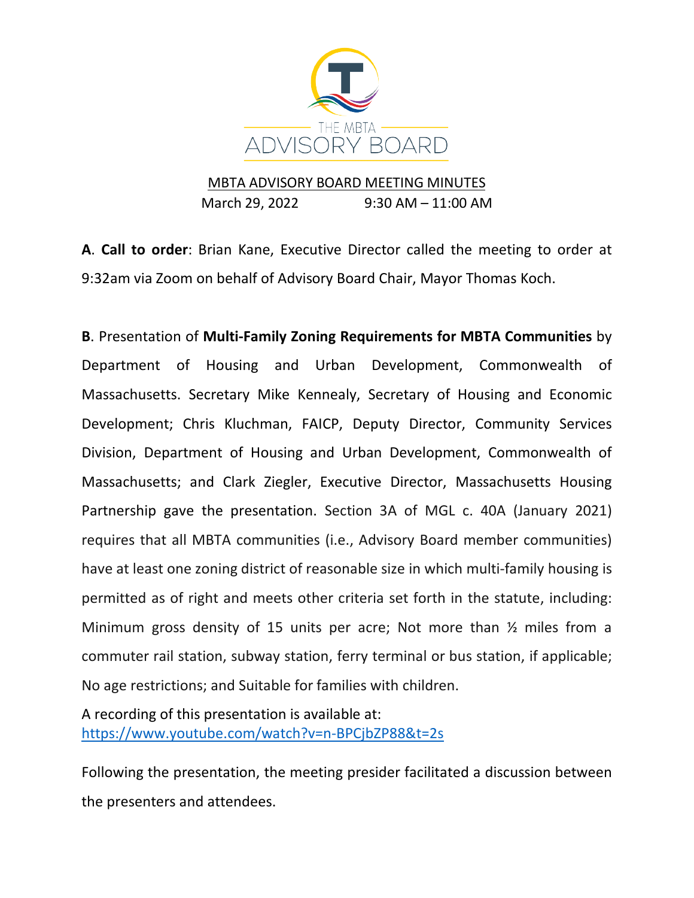THE MBTA ADVISORY BOARD

# MBTA ADVISORY BOARD MEETING MINUTES

March 29, 2022 9:30 AM – 11:00 AM

**A**. **Call to order**: Brian Kane, Executive Director called the meeting to order at 9:32am via Zoom on behalf of Advisory Board Chair, Mayor Thomas Koch.

**B**. Presentation of **Multi-Family Zoning Requirements for MBTA Communities** by Department of Housing and Urban Development, Commonwealth of Massachusetts. Secretary Mike Kennealy, Secretary of Housing and Economic Development; Chris Kluchman, FAICP, Deputy Director, Community Services Division, Department of Housing and Urban Development, Commonwealth of Massachusetts; and Clark Ziegler, Executive Director, Massachusetts Housing Partnership gave the presentation. Section 3A of MGL c. 40A (January 2021) requires that all MBTA communities (i.e., Advisory Board member communities) have at least one zoning district of reasonable size in which multi-family housing is permitted as of right and meets other criteria set forth in the statute, including: Minimum gross density of 15 units per acre; Not more than ½ miles from a commuter rail station, subway station, ferry terminal or bus station, if applicable; No age restrictions; and Suitable for families with children.

A recording of this presentation is available at:
https://www.youtube.com/watch?v=n-BPCjbZP88&t=2s

Following the presentation, the meeting presider facilitated a discussion between the presenters and attendees.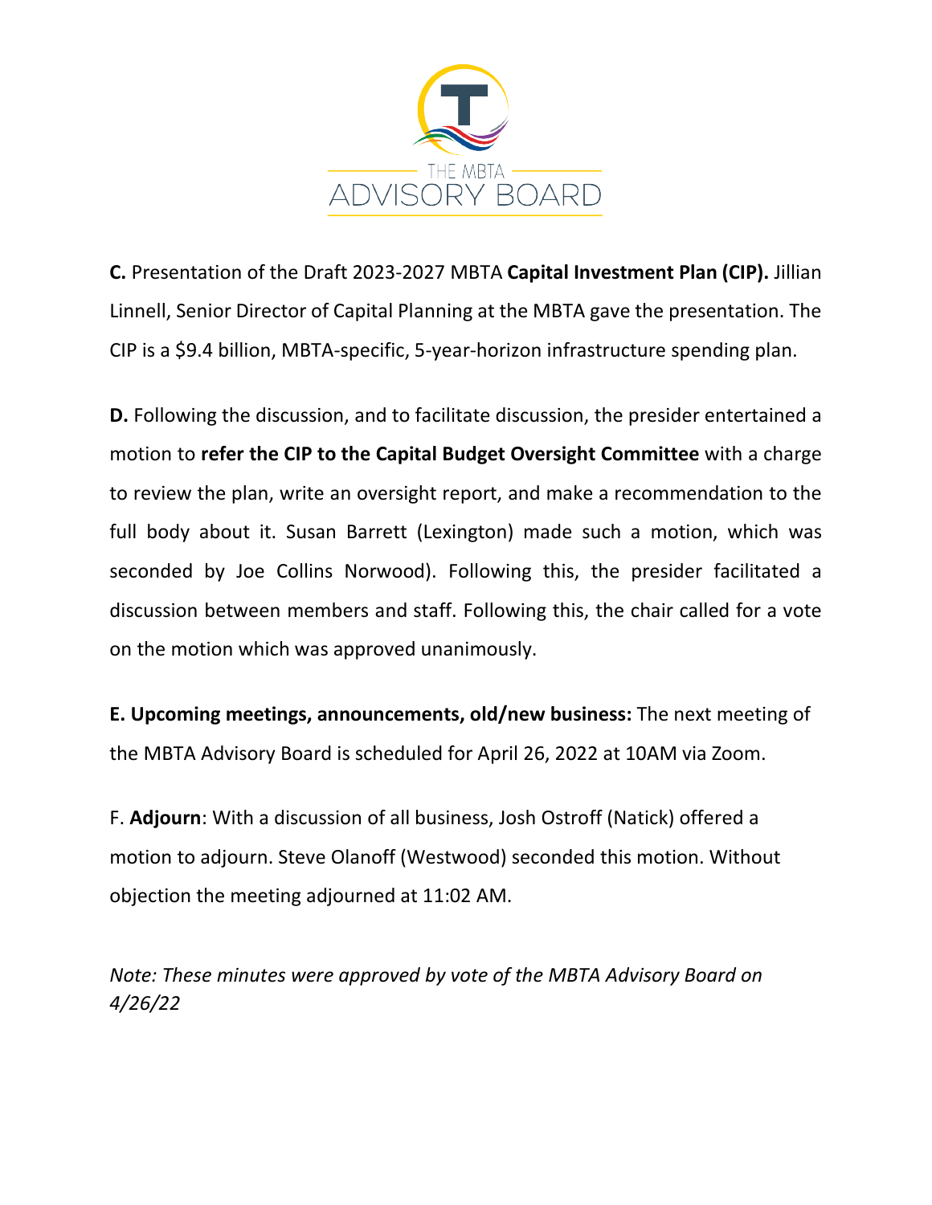**C.** Presentation of the Draft 2023-2027 MBTA **Capital Investment Plan (CIP).** Jillian Linnell, Senior Director of Capital Planning at the MBTA gave the presentation. The CIP is a $9.4 billion, MBTA-specific, 5-year-horizon infrastructure spending plan.

**D.** Following the discussion, and to facilitate discussion, the presider entertained a motion to **refer the CIP to the Capital Budget Oversight Committee** with a charge to review the plan, write an oversight report, and make a recommendation to the full body about it. Susan Barrett (Lexington) made such a motion, which was seconded by Joe Collins Norwood). Following this, the presider facilitated a discussion between members and staff. Following this, the chair called for a vote on the motion which was approved unanimously.

**E. Upcoming meetings, announcements, old/new business:** The next meeting of the MBTA Advisory Board is scheduled for April 26, 2022 at 10AM via Zoom.

F. **Adjourn**: With a discussion of all business, Josh Ostroff (Natick) offered a motion to adjourn. Steve Olanoff (Westwood) seconded this motion. Without objection the meeting adjourned at 11:02 AM.

*Note: These minutes were approved by vote of the MBTA Advisory Board on 4/26/22*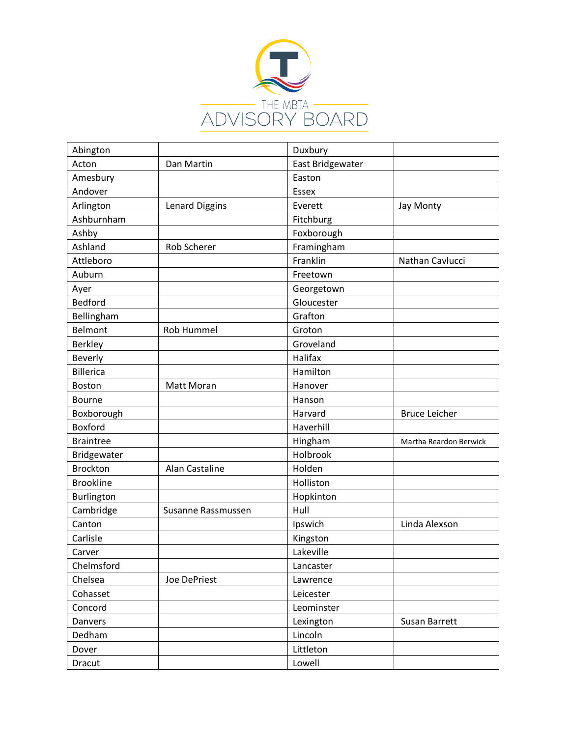THE MBTA ADVISORY BOARD

| | | | |
|---|---|---|---|
| Abington | | Duxbury | |
| Acton | Dan Martin | East Bridgewater | |
| Amesbury | | Easton | |
| Andover | | Essex | |
| Arlington | Lenard Diggins | Everett | Jay Monty |
| Ashburnham | | Fitchburg | |
| Ashby | | Foxborough | |
| Ashland | Rob Scherer | Framingham | |
| Attleboro | | Franklin | Nathan Cavlucci |
| Auburn | | Freetown | |
| Ayer | | Georgetown | |
| Bedford | | Gloucester | |
| Bellingham | | Grafton | |
| Belmont | Rob Hummel | Groton | |
| Berkley | | Groveland | |
| Beverly | | Halifax | |
| Billerica | | Hamilton | |
| Boston | Matt Moran | Hanover | |
| Bourne | | Hanson | |
| Boxborough | | Harvard | Bruce Leicher |
| Boxford | | Haverhill | |
| Braintree | | Hingham | Martha Reardon Berwick |
| Bridgewater | | Holbrook | |
| Brockton | Alan Castaline | Holden | |
| Brookline | | Holliston | |
| Burlington | | Hopkinton | |
| Cambridge | Susanne Rassmussen | Hull | |
| Canton | | Ipswich | Linda Alexson |
| Carlisle | | Kingston | |
| Carver | | Lakeville | |
| Chelmsford | | Lancaster | |
| Chelsea | Joe DePriest | Lawrence | |
| Cohasset | | Leicester | |
| Concord | | Leominster | |
| Danvers | | Lexington | Susan Barrett |
| Dedham | | Lincoln | |
| Dover | | Littleton | |
| Dracut | | Lowell | |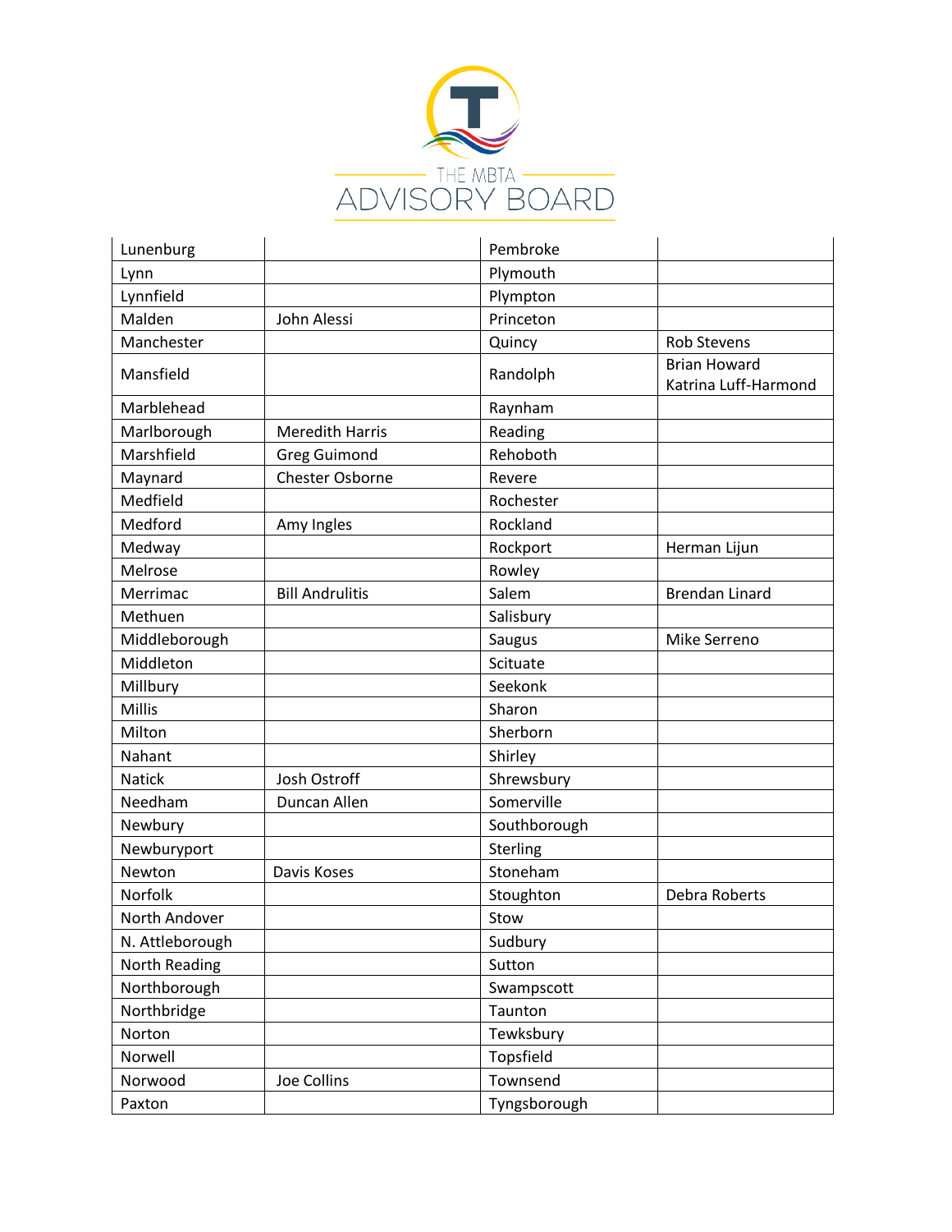THE MBTA ADVISORY BOARD

| | | | |
|---|---|---|---|
| Lunenburg | | Pembroke | |
| Lynn | | Plymouth | |
| Lynnfield | | Plympton | |
| Malden | John Alessi | Princeton | |
| Manchester | | Quincy | Rob Stevens |
| Mansfield | | Randolph | Brian Howard Katrina Luff-Harmond |
| Marblehead | | Raynham | |
| Marlborough | Meredith Harris | Reading | |
| Marshfield | Greg Guimond | Rehoboth | |
| Maynard | Chester Osborne | Revere | |
| Medfield | | Rochester | |
| Medford | Amy Ingles | Rockland | |
| Medway | | Rockport | Herman Lijun |
| Melrose | | Rowley | |
| Merrimac | Bill Andrulitis | Salem | Brendan Linard |
| Methuen | | Salisbury | |
| Middleborough | | Saugus | Mike Serreno |
| Middleton | | Scituate | |
| Millbury | | Seekonk | |
| Millis | | Sharon | |
| Milton | | Sherborn | |
| Nahant | | Shirley | |
| Natick | Josh Ostroff | Shrewsbury | |
| Needham | Duncan Allen | Somerville | |
| Newbury | | Southborough | |
| Newburyport | | Sterling | |
| Newton | Davis Koses | Stoneham | |
| Norfolk | | Stoughton | Debra Roberts |
| North Andover | | Stow | |
| N. Attleborough | | Sudbury | |
| North Reading | | Sutton | |
| Northborough | | Swampscott | |
| Northbridge | | Taunton | |
| Norton | | Tewksbury | |
| Norwell | | Topsfield | |
| Norwood | Joe Collins | Townsend | |
| Paxton | | Tyngsborough | |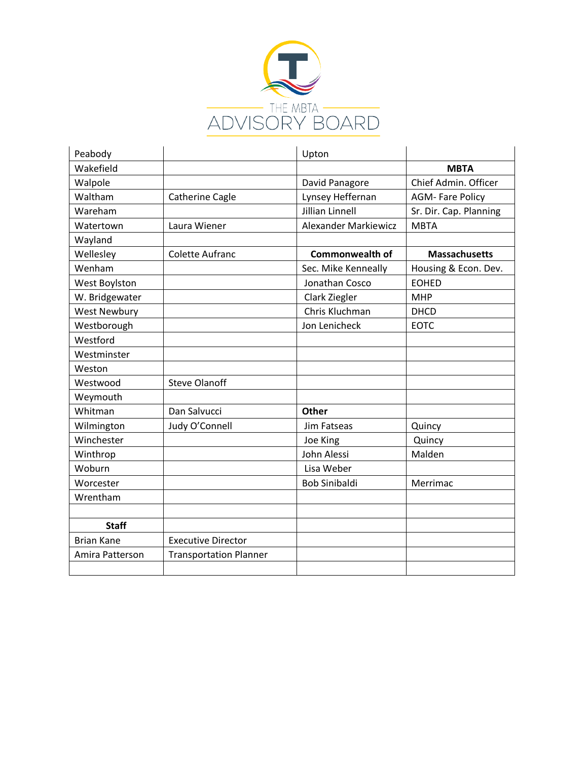THE MBTA ADVISORY BOARD

| | | | |
|---|---|---|---|
| Peabody | | Upton | |
| Wakefield | | | **MBTA** |
| Walpole | | David Panagore | Chief Admin. Officer |
| Waltham | Catherine Cagle | Lynsey Heffernan | AGM- Fare Policy |
| Wareham | | Jillian Linnell | Sr. Dir. Cap. Planning |
| Watertown | Laura Wiener | Alexander Markiewicz | MBTA |
| Wayland | | | |
| Wellesley | Colette Aufranc | **Commonwealth of** | **Massachusetts** |
| Wenham | | Sec. Mike Kenneally | Housing & Econ. Dev. |
| West Boylston | | Jonathan Cosco | EOHED |
| W. Bridgewater | | Clark Ziegler | MHP |
| West Newbury | | Chris Kluchman | DHCD |
| Westborough | | Jon Lenicheck | EOTC |
| Westford | | | |
| Westminster | | | |
| Weston | | | |
| Westwood | Steve Olanoff | | |
| Weymouth | | | |
| Whitman | Dan Salvucci | **Other** | |
| Wilmington | Judy O'Connell | Jim Fatseas | Quincy |
| Winchester | | Joe King | Quincy |
| Winthrop | | John Alessi | Malden |
| Woburn | | Lisa Weber | |
| Worcester | | Bob Sinibaldi | Merrimac |
| Wrentham | | | |
| | | | |
| **Staff** | | | |
| Brian Kane | Executive Director | | |
| Amira Patterson | Transportation Planner | | |
| | | | |